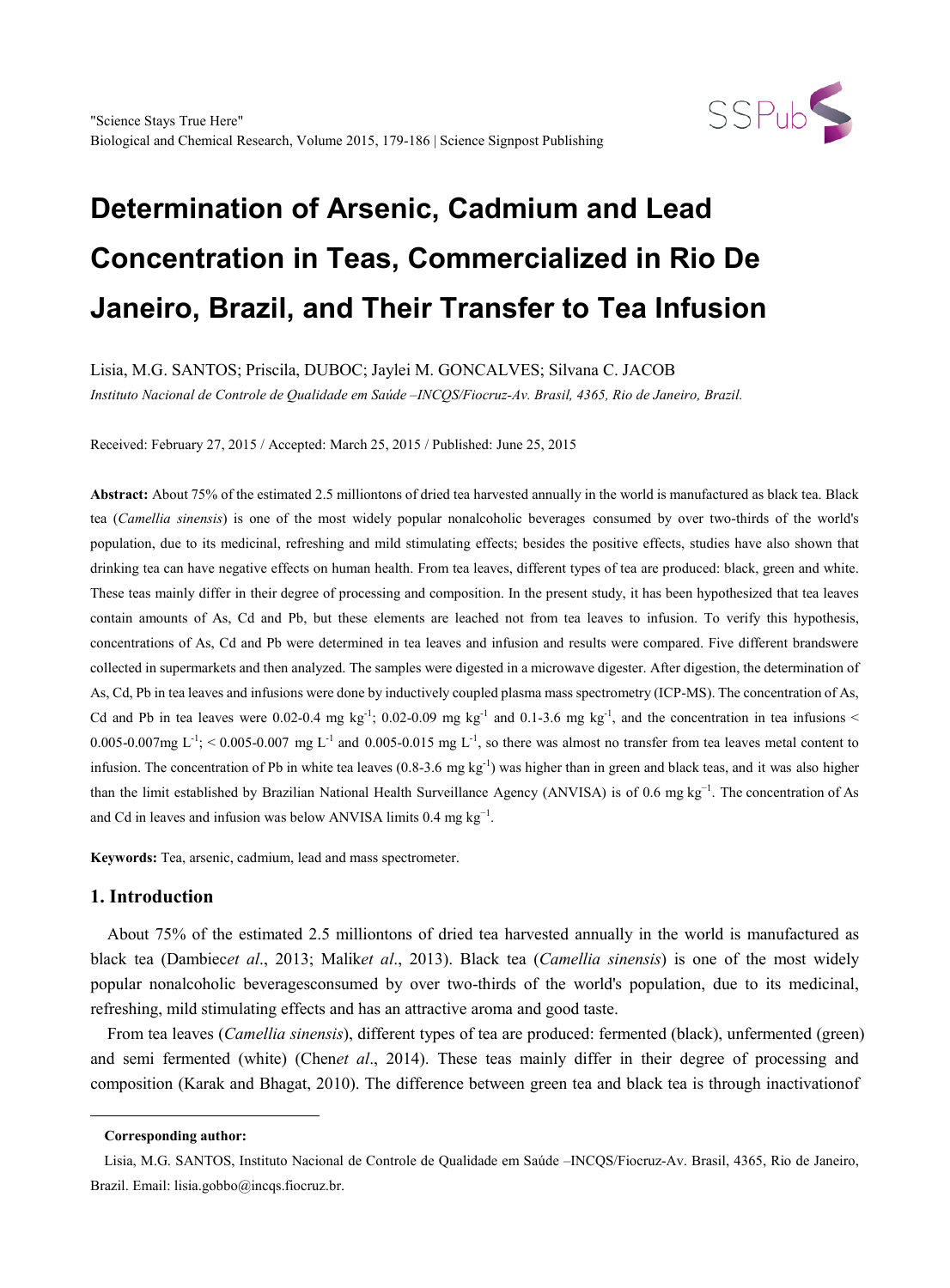# Determination of Arsenic, Cadmium and Lead Concentration in Teas, Commercialized in Rio De Janeiro, Brazil, and Their Transfer to Tea Infusion

Lisia, M.G. SANTOS; Priscila, DUBOC; Jaylei M. GONCALVES; Silvana C. JACOB

*Instituto Nacional de Controle de Qualidade em Saúde –INCQS/Fiocruz-Av. Brasil, 4365, Rio de Janeiro, Brazil.*

Received: February 27, 2015 / Accepted: March 25, 2015 / Published: June 25, 2015

**Abstract:** About 75% of the estimated 2.5 milliontons of dried tea harvested annually in the world is manufactured as black tea. Black tea (*Camellia sinensis*) is one of the most widely popular nonalcoholic beverages consumed by over two-thirds of the world's population, due to its medicinal, refreshing and mild stimulating effects; besides the positive effects, studies have also shown that drinking tea can have negative effects on human health. From tea leaves, different types of tea are produced: black, green and white. These teas mainly differ in their degree of processing and composition. In the present study, it has been hypothesized that tea leaves contain amounts of As, Cd and Pb, but these elements are leached not from tea leaves to infusion. To verify this hypothesis, concentrations of As, Cd and Pb were determined in tea leaves and infusion and results were compared. Five different brandswere collected in supermarkets and then analyzed. The samples were digested in a microwave digester. After digestion, the determination of As, Cd, Pb in tea leaves and infusions were done by inductively coupled plasma mass spectrometry (ICP-MS). The concentration of As, Cd and Pb in tea leaves were 0.02-0.4 mg $kg^{-1}$; 0.02-0.09 mg $kg^{-1}$ and 0.1-3.6 mg $kg^{-1}$, and the concentration in tea infusions < 0.005-0.007mg $L^{-1}$; < 0.005-0.007 mg $L^{-1}$ and 0.005-0.015 mg $L^{-1}$, so there was almost no transfer from tea leaves metal content to infusion. The concentration of Pb in white tea leaves (0.8-3.6 mg $kg^{-1}$) was higher than in green and black teas, and it was also higher than the limit established by Brazilian National Health Surveillance Agency (ANVISA) is of 0.6 mg $kg^{-1}$. The concentration of As and Cd in leaves and infusion was below ANVISA limits 0.4 mg $kg^{-1}$.

**Keywords:** Tea, arsenic, cadmium, lead and mass spectrometer.

## 1. Introduction

About 75% of the estimated 2.5 milliontons of dried tea harvested annually in the world is manufactured as black tea (Dambiec*et al*., 2013; Malik*et al*., 2013). Black tea (*Camellia sinensis*) is one of the most widely popular nonalcoholic beveragesconsumed by over two-thirds of the world's population, due to its medicinal, refreshing, mild stimulating effects and has an attractive aroma and good taste.

From tea leaves (*Camellia sinensis*), different types of tea are produced: fermented (black), unfermented (green) and semi fermented (white) (Chen*et al*., 2014). These teas mainly differ in their degree of processing and composition (Karak and Bhagat, 2010). The difference between green tea and black tea is through inactivationof

---

**Corresponding author:**

Lisia, M.G. SANTOS, Instituto Nacional de Controle de Qualidade em Saúde –INCQS/Fiocruz-Av. Brasil, 4365, Rio de Janeiro, Brazil. Email: lisia.gobbo@incqs.fiocruz.br.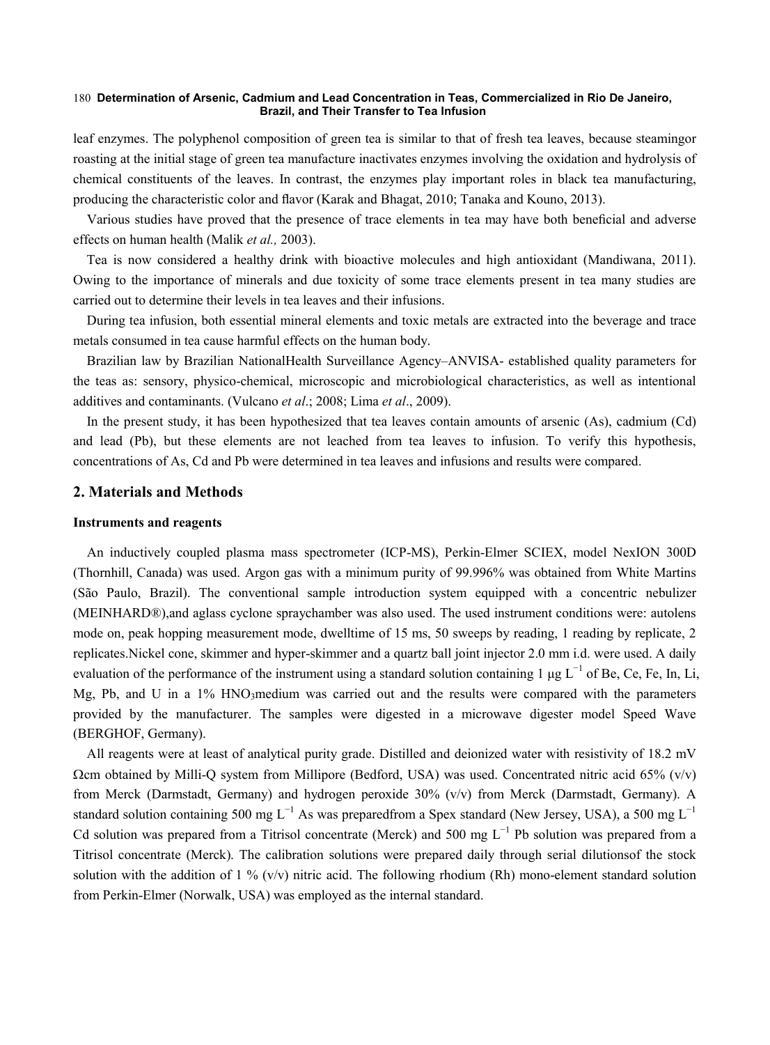leaf enzymes. The polyphenol composition of green tea is similar to that of fresh tea leaves, because steamingor roasting at the initial stage of green tea manufacture inactivates enzymes involving the oxidation and hydrolysis of chemical constituents of the leaves. In contrast, the enzymes play important roles in black tea manufacturing, producing the characteristic color and flavor (Karak and Bhagat, 2010; Tanaka and Kouno, 2013).

Various studies have proved that the presence of trace elements in tea may have both beneficial and adverse effects on human health (Malik *et al.,* 2003).

Tea is now considered a healthy drink with bioactive molecules and high antioxidant (Mandiwana, 2011). Owing to the importance of minerals and due toxicity of some trace elements present in tea many studies are carried out to determine their levels in tea leaves and their infusions.

During tea infusion, both essential mineral elements and toxic metals are extracted into the beverage and trace metals consumed in tea cause harmful effects on the human body.

Brazilian law by Brazilian NationalHealth Surveillance Agency–ANVISA- established quality parameters for the teas as: sensory, physico-chemical, microscopic and microbiological characteristics, as well as intentional additives and contaminants. (Vulcano *et al*.; 2008; Lima *et al*., 2009).

In the present study, it has been hypothesized that tea leaves contain amounts of arsenic (As), cadmium (Cd) and lead (Pb), but these elements are not leached from tea leaves to infusion. To verify this hypothesis, concentrations of As, Cd and Pb were determined in tea leaves and infusions and results were compared.

## 2. Materials and Methods

### Instruments and reagents

An inductively coupled plasma mass spectrometer (ICP-MS), Perkin-Elmer SCIEX, model NexION 300D (Thornhill, Canada) was used. Argon gas with a minimum purity of 99.996% was obtained from White Martins (São Paulo, Brazil). The conventional sample introduction system equipped with a concentric nebulizer (MEINHARD®),and aglass cyclone spraychamber was also used. The used instrument conditions were: autolens mode on, peak hopping measurement mode, dwelltime of 15 ms, 50 sweeps by reading, 1 reading by replicate, 2 replicates.Nickel cone, skimmer and hyper-skimmer and a quartz ball joint injector 2.0 mm i.d. were used. A daily evaluation of the performance of the instrument using a standard solution containing 1 μg $L^{-1}$ of Be, Ce, Fe, In, Li, Mg, Pb, and U in a 1% $HNO_3$medium was carried out and the results were compared with the parameters provided by the manufacturer. The samples were digested in a microwave digester model Speed Wave (BERGHOF, Germany).

All reagents were at least of analytical purity grade. Distilled and deionized water with resistivity of 18.2 mV Ωcm obtained by Milli-Q system from Millipore (Bedford, USA) was used. Concentrated nitric acid 65% (v/v) from Merck (Darmstadt, Germany) and hydrogen peroxide 30% (v/v) from Merck (Darmstadt, Germany). A standard solution containing 500 mg $L^{-1}$ As was preparedfrom a Spex standard (New Jersey, USA), a 500 mg $L^{-1}$ Cd solution was prepared from a Titrisol concentrate (Merck) and 500 mg $L^{-1}$ Pb solution was prepared from a Titrisol concentrate (Merck). The calibration solutions were prepared daily through serial dilutionsof the stock solution with the addition of 1 % (v/v) nitric acid. The following rhodium (Rh) mono-element standard solution from Perkin-Elmer (Norwalk, USA) was employed as the internal standard.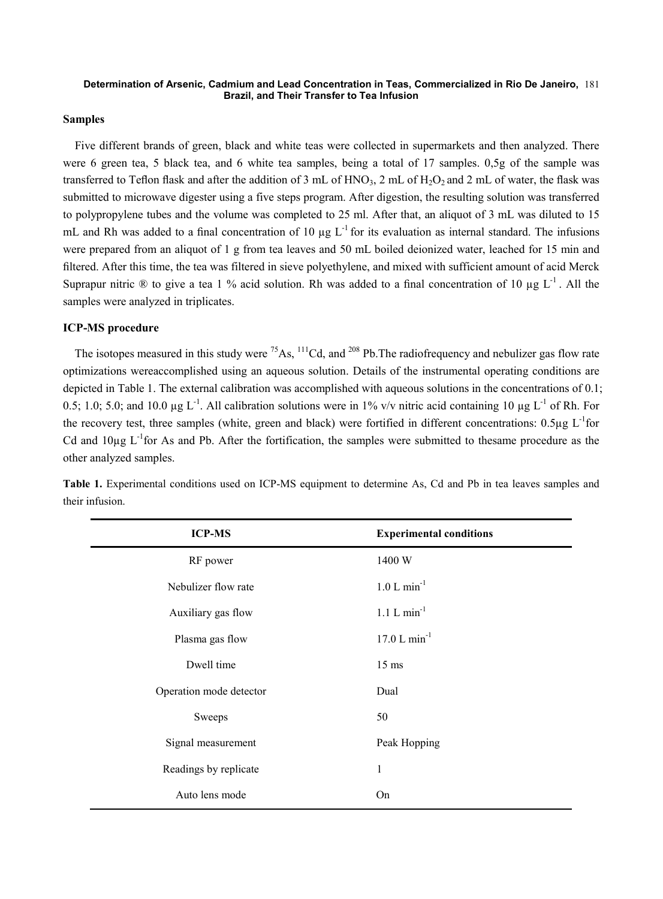## Samples

Five different brands of green, black and white teas were collected in supermarkets and then analyzed. There were 6 green tea, 5 black tea, and 6 white tea samples, being a total of 17 samples. 0,5g of the sample was transferred to Teflon flask and after the addition of 3 mL of $HNO_3$, 2 mL of $H_2O_2$ and 2 mL of water, the flask was submitted to microwave digester using a five steps program. After digestion, the resulting solution was transferred to polypropylene tubes and the volume was completed to 25 ml. After that, an aliquot of 3 mL was diluted to 15 mL and Rh was added to a final concentration of 10 µg $L^{-1}$ for its evaluation as internal standard. The infusions were prepared from an aliquot of 1 g from tea leaves and 50 mL boiled deionized water, leached for 15 min and filtered. After this time, the tea was filtered in sieve polyethylene, and mixed with sufficient amount of acid Merck Suprapur nitric ® to give a tea 1 % acid solution. Rh was added to a final concentration of 10 µg $L^{-1}$ . All the samples were analyzed in triplicates.

## ICP-MS procedure

The isotopes measured in this study were $^{75}$As, $^{111}$Cd, and $^{208}$ Pb.The radiofrequency and nebulizer gas flow rate optimizations wereaccomplished using an aqueous solution. Details of the instrumental operating conditions are depicted in Table 1. The external calibration was accomplished with aqueous solutions in the concentrations of 0.1; 0.5; 1.0; 5.0; and 10.0 µg $L^{-1}$. All calibration solutions were in 1% v/v nitric acid containing 10 µg $L^{-1}$ of Rh. For the recovery test, three samples (white, green and black) were fortified in different concentrations: 0.5µg $L^{-1}$for Cd and 10µg $L^{-1}$for As and Pb. After the fortification, the samples were submitted to thesame procedure as the other analyzed samples.

**Table 1.** Experimental conditions used on ICP-MS equipment to determine As, Cd and Pb in tea leaves samples and their infusion.

| ICP-MS | Experimental conditions |
| --- | --- |
| RF power | 1400 W |
| Nebulizer flow rate | 1.0 L $min^{-1}$ |
| Auxiliary gas flow | 1.1 L $min^{-1}$ |
| Plasma gas flow | 17.0 L $min^{-1}$ |
| Dwell time | 15 ms |
| Operation mode detector | Dual |
| Sweeps | 50 |
| Signal measurement | Peak Hopping |
| Readings by replicate | 1 |
| Auto lens mode | On |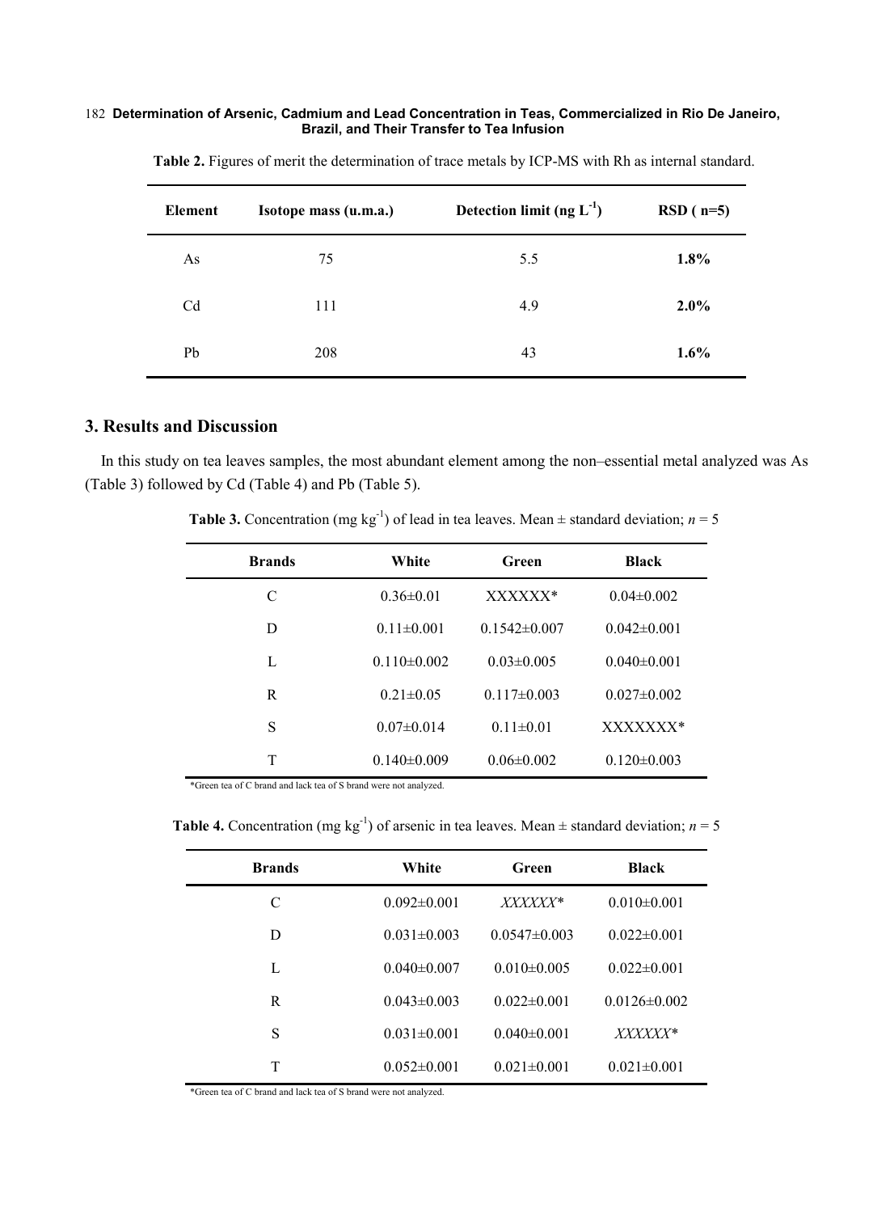**Table 2.** Figures of merit the determination of trace metals by ICP-MS with Rh as internal standard.

| Element | Isotope mass (u.m.a.) | Detection limit (ng $L^{-1}$) | RSD ( n=5) |
|---|---|---|---|
| As | 75 | 5.5 | **1.8%** |
| Cd | 111 | 4.9 | **2.0%** |
| Pb | 208 | 43 | **1.6%** |

## 3. Results and Discussion

In this study on tea leaves samples, the most abundant element among the non–essential metal analyzed was As (Table 3) followed by Cd (Table 4) and Pb (Table 5).

**Table 3.** Concentration (mg $kg^{-1}$) of lead in tea leaves. Mean ± standard deviation; $n = 5$

| Brands | White | Green | Black |
|---|---|---|---|
| C | 0.36±0.01 | XXXXXX* | 0.04±0.002 |
| D | 0.11±0.001 | 0.1542±0.007 | 0.042±0.001 |
| L | 0.110±0.002 | 0.03±0.005 | 0.040±0.001 |
| R | 0.21±0.05 | 0.117±0.003 | 0.027±0.002 |
| S | 0.07±0.014 | 0.11±0.01 | XXXXXXX* |
| T | 0.140±0.009 | 0.06±0.002 | 0.120±0.003 |

*Green tea of C brand and lack tea of S brand were not analyzed.

**Table 4.** Concentration (mg $kg^{-1}$) of arsenic in tea leaves. Mean ± standard deviation; $n = 5$

| Brands | White | Green | Black |
|---|---|---|---|
| C | 0.092±0.001 | *XXXXXX** | 0.010±0.001 |
| D | 0.031±0.003 | 0.0547±0.003 | 0.022±0.001 |
| L | 0.040±0.007 | 0.010±0.005 | 0.022±0.001 |
| R | 0.043±0.003 | 0.022±0.001 | 0.0126±0.002 |
| S | 0.031±0.001 | 0.040±0.001 | *XXXXXX** |
| T | 0.052±0.001 | 0.021±0.001 | 0.021±0.001 |

*Green tea of C brand and lack tea of S brand were not analyzed.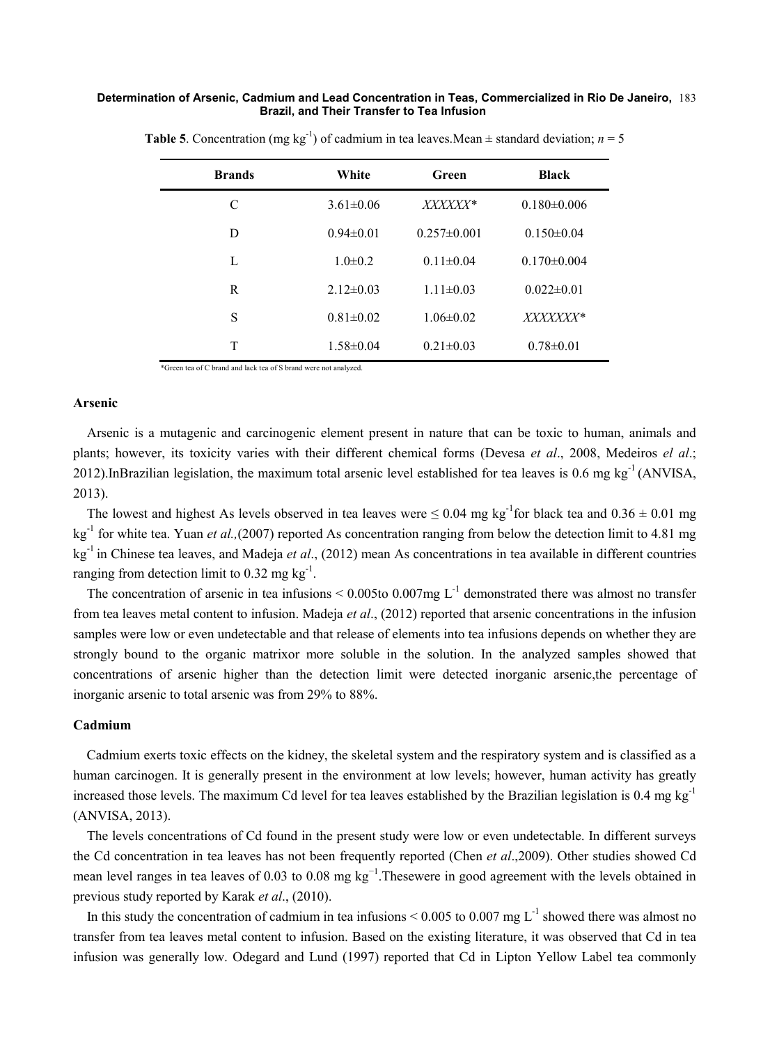**Table 5**. Concentration (mg $kg^{-1}$) of cadmium in tea leaves.Mean ± standard deviation; $n$ = 5

| Brands | White | Green | Black |
|---|---|---|---|
| C | 3.61±0.06 | *XXXXXX*\* | 0.180±0.006 |
| D | 0.94±0.01 | 0.257±0.001 | 0.150±0.04 |
| L | 1.0±0.2 | 0.11±0.04 | 0.170±0.004 |
| R | 2.12±0.03 | 1.11±0.03 | 0.022±0.01 |
| S | 0.81±0.02 | 1.06±0.02 | *XXXXXXX*\* |
| T | 1.58±0.04 | 0.21±0.03 | 0.78±0.01 |

\*Green tea of C brand and lack tea of S brand were not analyzed.

### Arsenic

Arsenic is a mutagenic and carcinogenic element present in nature that can be toxic to human, animals and plants; however, its toxicity varies with their different chemical forms (Devesa *et al*., 2008, Medeiros *el al*.; 2012).InBrazilian legislation, the maximum total arsenic level established for tea leaves is 0.6 mg $kg^{-1}$ (ANVISA, 2013).

The lowest and highest As levels observed in tea leaves were ≤ 0.04 mg $kg^{-1}$for black tea and 0.36 ± 0.01 mg $kg^{-1}$ for white tea. Yuan *et al.,*(2007) reported As concentration ranging from below the detection limit to 4.81 mg $kg^{-1}$ in Chinese tea leaves, and Madeja *et al*., (2012) mean As concentrations in tea available in different countries ranging from detection limit to 0.32 mg $kg^{-1}$.

The concentration of arsenic in tea infusions < 0.005to 0.007mg $L^{-1}$ demonstrated there was almost no transfer from tea leaves metal content to infusion. Madeja *et al*., (2012) reported that arsenic concentrations in the infusion samples were low or even undetectable and that release of elements into tea infusions depends on whether they are strongly bound to the organic matrixor more soluble in the solution. In the analyzed samples showed that concentrations of arsenic higher than the detection limit were detected inorganic arsenic,the percentage of inorganic arsenic to total arsenic was from 29% to 88%.

### Cadmium

Cadmium exerts toxic effects on the kidney, the skeletal system and the respiratory system and is classified as a human carcinogen. It is generally present in the environment at low levels; however, human activity has greatly increased those levels. The maximum Cd level for tea leaves established by the Brazilian legislation is 0.4 mg $kg^{-1}$ (ANVISA, 2013).

The levels concentrations of Cd found in the present study were low or even undetectable. In different surveys the Cd concentration in tea leaves has not been frequently reported (Chen *et al*.,2009). Other studies showed Cd mean level ranges in tea leaves of 0.03 to 0.08 mg $kg^{-1}$.Thesewere in good agreement with the levels obtained in previous study reported by Karak *et al*., (2010).

In this study the concentration of cadmium in tea infusions < 0.005 to 0.007 mg $L^{-1}$ showed there was almost no transfer from tea leaves metal content to infusion. Based on the existing literature, it was observed that Cd in tea infusion was generally low. Odegard and Lund (1997) reported that Cd in Lipton Yellow Label tea commonly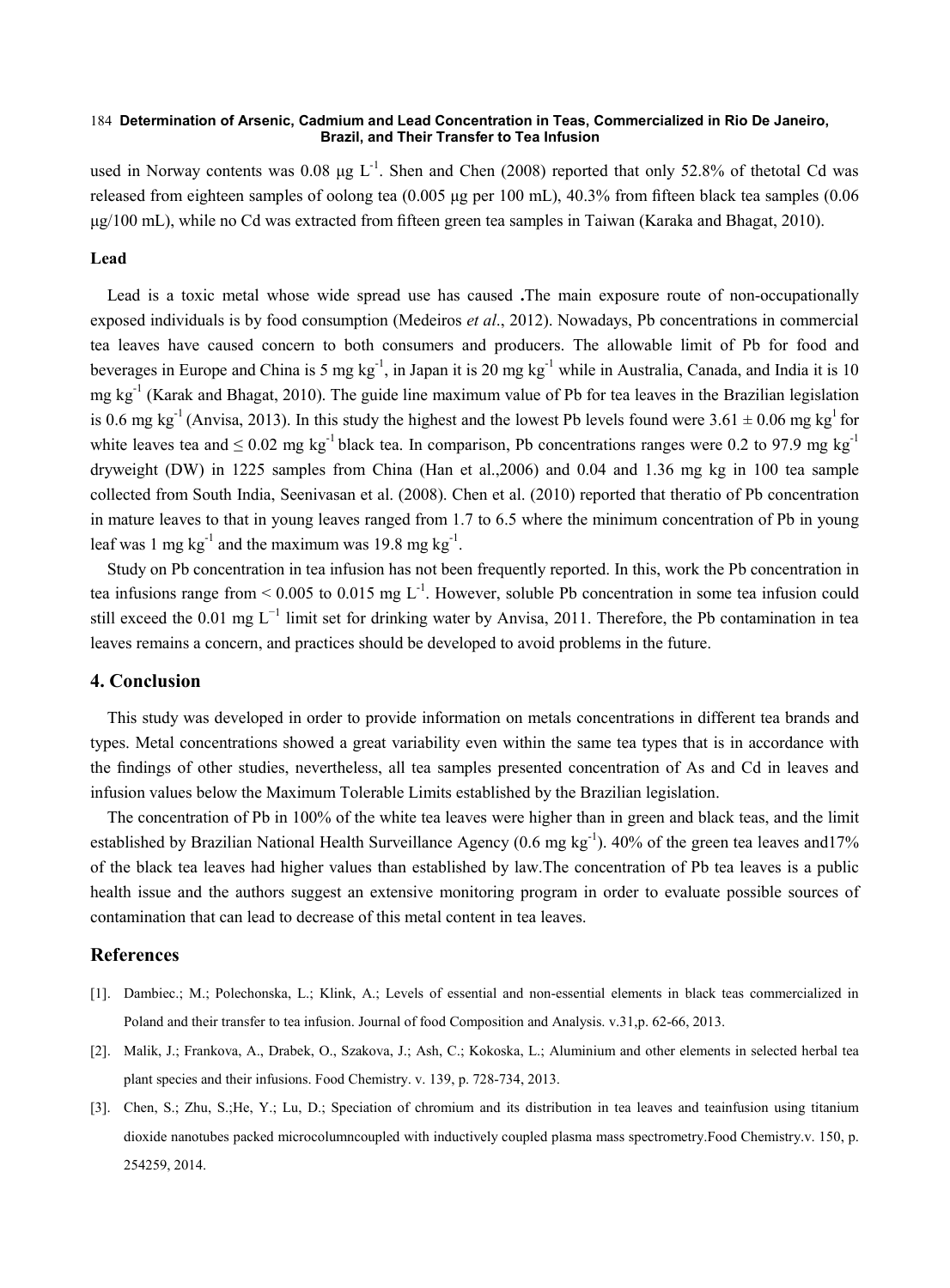used in Norway contents was 0.08 μg $L^{-1}$. Shen and Chen (2008) reported that only 52.8% of thetotal Cd was released from eighteen samples of oolong tea (0.005 μg per 100 mL), 40.3% from fifteen black tea samples (0.06 μg/100 mL), while no Cd was extracted from fifteen green tea samples in Taiwan (Karaka and Bhagat, 2010).

**Lead**

Lead is a toxic metal whose wide spread use has caused **.**The main exposure route of non-occupationally exposed individuals is by food consumption (Medeiros *et al*., 2012). Nowadays, Pb concentrations in commercial tea leaves have caused concern to both consumers and producers. The allowable limit of Pb for food and beverages in Europe and China is 5 mg $kg^{-1}$, in Japan it is 20 mg $kg^{-1}$ while in Australia, Canada, and India it is 10 mg $kg^{-1}$ (Karak and Bhagat, 2010). The guide line maximum value of Pb for tea leaves in the Brazilian legislation is 0.6 mg $kg^{-1}$ (Anvisa, 2013). In this study the highest and the lowest Pb levels found were 3.61 ± 0.06 mg $kg^{1}$ for white leaves tea and ≤ 0.02 mg $kg^{-1}$ black tea. In comparison, Pb concentrations ranges were 0.2 to 97.9 mg $kg^{-1}$ dryweight (DW) in 1225 samples from China (Han et al.,2006) and 0.04 and 1.36 mg kg in 100 tea sample collected from South India, Seenivasan et al. (2008). Chen et al. (2010) reported that theratio of Pb concentration in mature leaves to that in young leaves ranged from 1.7 to 6.5 where the minimum concentration of Pb in young leaf was 1 mg $kg^{-1}$ and the maximum was 19.8 mg $kg^{-1}$.

Study on Pb concentration in tea infusion has not been frequently reported. In this, work the Pb concentration in tea infusions range from < 0.005 to 0.015 mg $L^{-1}$. However, soluble Pb concentration in some tea infusion could still exceed the 0.01 mg $L^{-1}$ limit set for drinking water by Anvisa, 2011. Therefore, the Pb contamination in tea leaves remains a concern, and practices should be developed to avoid problems in the future.

## 4. Conclusion

This study was developed in order to provide information on metals concentrations in different tea brands and types. Metal concentrations showed a great variability even within the same tea types that is in accordance with the findings of other studies, nevertheless, all tea samples presented concentration of As and Cd in leaves and infusion values below the Maximum Tolerable Limits established by the Brazilian legislation.

The concentration of Pb in 100% of the white tea leaves were higher than in green and black teas, and the limit established by Brazilian National Health Surveillance Agency (0.6 mg $kg^{-1}$). 40% of the green tea leaves and17% of the black tea leaves had higher values than established by law.The concentration of Pb tea leaves is a public health issue and the authors suggest an extensive monitoring program in order to evaluate possible sources of contamination that can lead to decrease of this metal content in tea leaves.

## References

[1]. Dambiec.; M.; Polechonska, L.; Klink, A.; Levels of essential and non-essential elements in black teas commercialized in Poland and their transfer to tea infusion. Journal of food Composition and Analysis. v.31,p. 62-66, 2013.

[2]. Malik, J.; Frankova, A., Drabek, O., Szakova, J.; Ash, C.; Kokoska, L.; Aluminium and other elements in selected herbal tea plant species and their infusions. Food Chemistry. v. 139, p. 728-734, 2013.

[3]. Chen, S.; Zhu, S.;He, Y.; Lu, D.; Speciation of chromium and its distribution in tea leaves and teainfusion using titanium dioxide nanotubes packed microcolumncoupled with inductively coupled plasma mass spectrometry.Food Chemistry.v. 150, p. 254259, 2014.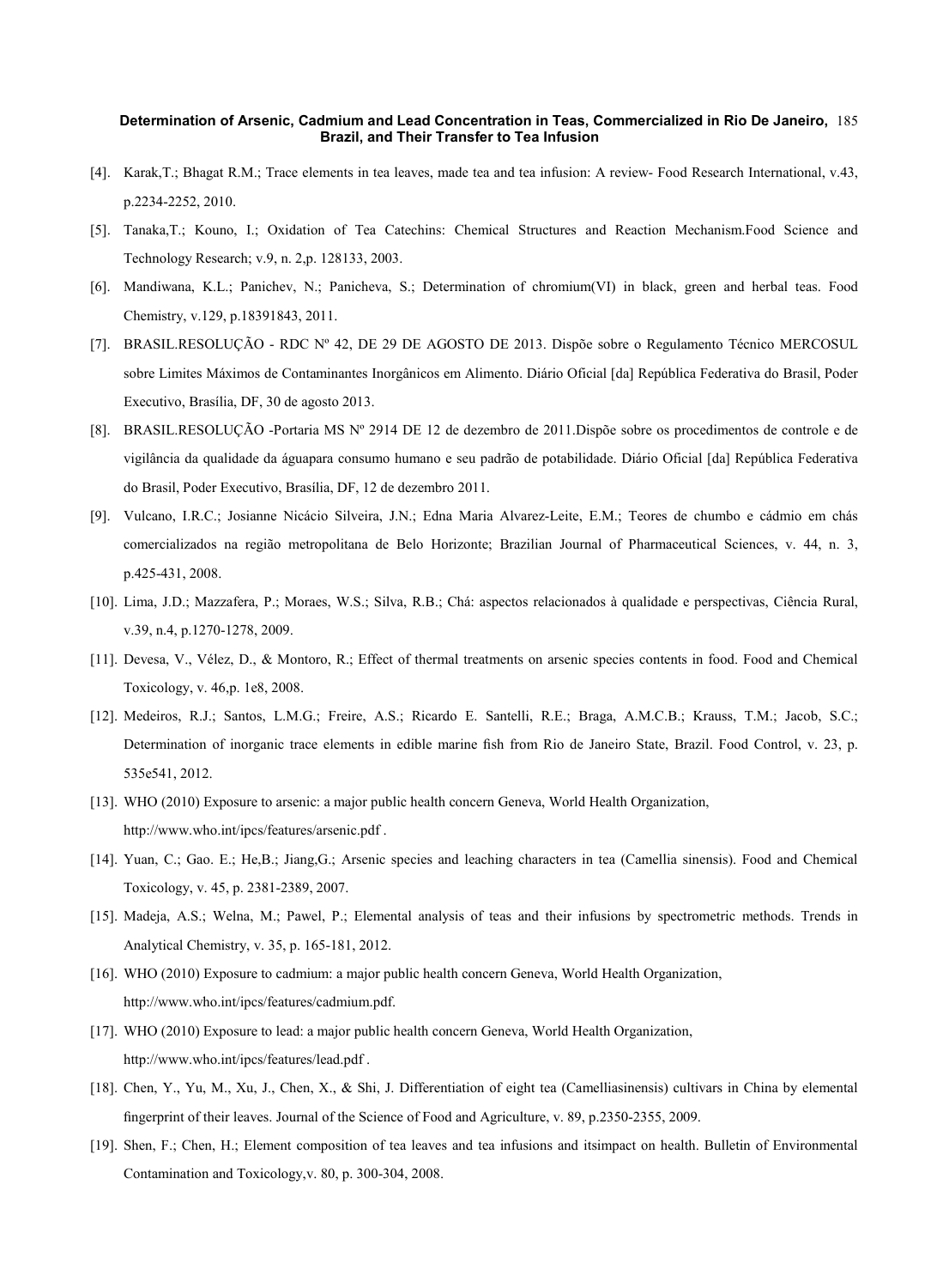[4]. Karak,T.; Bhagat R.M.; Trace elements in tea leaves, made tea and tea infusion: A review- Food Research International, v.43, p.2234-2252, 2010.

[5]. Tanaka,T.; Kouno, I.; Oxidation of Tea Catechins: Chemical Structures and Reaction Mechanism.Food Science and Technology Research; v.9, n. 2,p. 128133, 2003.

[6]. Mandiwana, K.L.; Panichev, N.; Panicheva, S.; Determination of chromium(VI) in black, green and herbal teas. Food Chemistry, v.129, p.18391843, 2011.

[7]. BRASIL.RESOLUÇÃO - RDC Nº 42, DE 29 DE AGOSTO DE 2013. Dispõe sobre o Regulamento Técnico MERCOSUL sobre Limites Máximos de Contaminantes Inorgânicos em Alimento. Diário Oficial [da] República Federativa do Brasil, Poder Executivo, Brasília, DF, 30 de agosto 2013.

[8]. BRASIL.RESOLUÇÃO -Portaria MS Nº 2914 DE 12 de dezembro de 2011.Dispõe sobre os procedimentos de controle e de vigilância da qualidade da águapara consumo humano e seu padrão de potabilidade. Diário Oficial [da] República Federativa do Brasil, Poder Executivo, Brasília, DF, 12 de dezembro 2011.

[9]. Vulcano, I.R.C.; Josianne Nicácio Silveira, J.N.; Edna Maria Alvarez-Leite, E.M.; Teores de chumbo e cádmio em chás comercializados na região metropolitana de Belo Horizonte; Brazilian Journal of Pharmaceutical Sciences, v. 44, n. 3, p.425-431, 2008.

[10]. Lima, J.D.; Mazzafera, P.; Moraes, W.S.; Silva, R.B.; Chá: aspectos relacionados à qualidade e perspectivas, Ciência Rural, v.39, n.4, p.1270-1278, 2009.

[11]. Devesa, V., Vélez, D., & Montoro, R.; Effect of thermal treatments on arsenic species contents in food. Food and Chemical Toxicology, v. 46,p. 1e8, 2008.

[12]. Medeiros, R.J.; Santos, L.M.G.; Freire, A.S.; Ricardo E. Santelli, R.E.; Braga, A.M.C.B.; Krauss, T.M.; Jacob, S.C.; Determination of inorganic trace elements in edible marine fish from Rio de Janeiro State, Brazil. Food Control, v. 23, p. 535e541, 2012.

[13]. WHO (2010) Exposure to arsenic: a major public health concern Geneva, World Health Organization, http://www.who.int/ipcs/features/arsenic.pdf .

[14]. Yuan, C.; Gao. E.; He,B.; Jiang,G.; Arsenic species and leaching characters in tea (Camellia sinensis). Food and Chemical Toxicology, v. 45, p. 2381-2389, 2007.

[15]. Madeja, A.S.; Welna, M.; Pawel, P.; Elemental analysis of teas and their infusions by spectrometric methods. Trends in Analytical Chemistry, v. 35, p. 165-181, 2012.

[16]. WHO (2010) Exposure to cadmium: a major public health concern Geneva, World Health Organization, http://www.who.int/ipcs/features/cadmium.pdf.

[17]. WHO (2010) Exposure to lead: a major public health concern Geneva, World Health Organization, http://www.who.int/ipcs/features/lead.pdf .

[18]. Chen, Y., Yu, M., Xu, J., Chen, X., & Shi, J. Differentiation of eight tea (Camelliasinensis) cultivars in China by elemental fingerprint of their leaves. Journal of the Science of Food and Agriculture, v. 89, p.2350-2355, 2009.

[19]. Shen, F.; Chen, H.; Element composition of tea leaves and tea infusions and itsimpact on health. Bulletin of Environmental Contamination and Toxicology,v. 80, p. 300-304, 2008.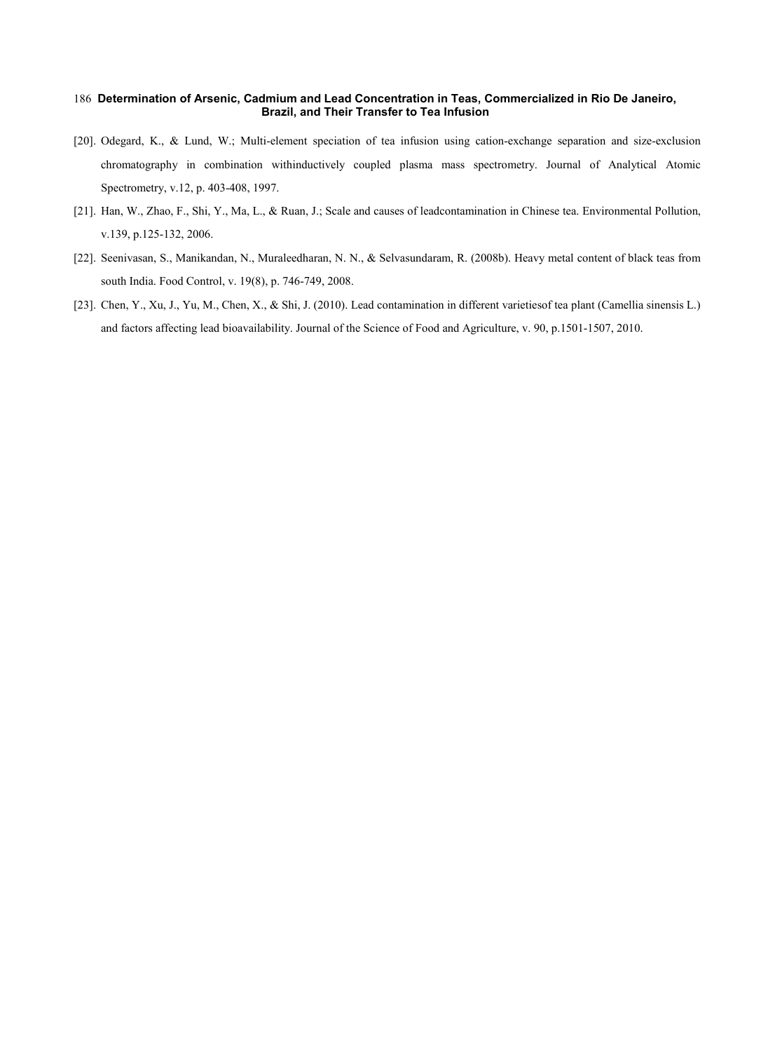[20]. Odegard, K., & Lund, W.; Multi-element speciation of tea infusion using cation-exchange separation and size-exclusion chromatography in combination withinductively coupled plasma mass spectrometry. Journal of Analytical Atomic Spectrometry, v.12, p. 403-408, 1997.

[21]. Han, W., Zhao, F., Shi, Y., Ma, L., & Ruan, J.; Scale and causes of leadcontamination in Chinese tea. Environmental Pollution, v.139, p.125-132, 2006.

[22]. Seenivasan, S., Manikandan, N., Muraleedharan, N. N., & Selvasundaram, R. (2008b). Heavy metal content of black teas from south India. Food Control, v. 19(8), p. 746-749, 2008.

[23]. Chen, Y., Xu, J., Yu, M., Chen, X., & Shi, J. (2010). Lead contamination in different varietiesof tea plant (Camellia sinensis L.) and factors affecting lead bioavailability. Journal of the Science of Food and Agriculture, v. 90, p.1501-1507, 2010.